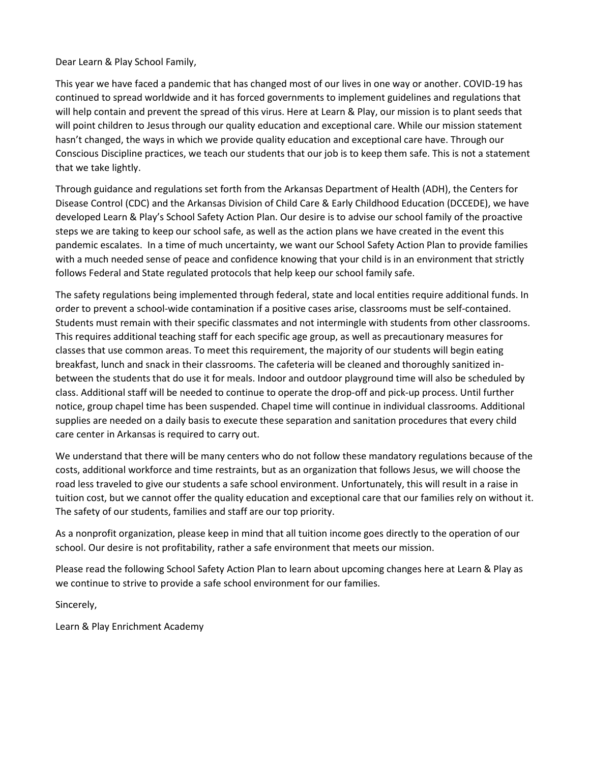Dear Learn & Play School Family,

This year we have faced a pandemic that has changed most of our lives in one way or another. COVID-19 has continued to spread worldwide and it has forced governments to implement guidelines and regulations that will help contain and prevent the spread of this virus. Here at Learn & Play, our mission is to plant seeds that will point children to Jesus through our quality education and exceptional care. While our mission statement hasn't changed, the ways in which we provide quality education and exceptional care have. Through our Conscious Discipline practices, we teach our students that our job is to keep them safe. This is not a statement that we take lightly.

Through guidance and regulations set forth from the Arkansas Department of Health (ADH), the Centers for Disease Control (CDC) and the Arkansas Division of Child Care & Early Childhood Education (DCCEDE), we have developed Learn & Play's School Safety Action Plan. Our desire is to advise our school family of the proactive steps we are taking to keep our school safe, as well as the action plans we have created in the event this pandemic escalates. In a time of much uncertainty, we want our School Safety Action Plan to provide families with a much needed sense of peace and confidence knowing that your child is in an environment that strictly follows Federal and State regulated protocols that help keep our school family safe.

The safety regulations being implemented through federal, state and local entities require additional funds. In order to prevent a school-wide contamination if a positive cases arise, classrooms must be self-contained. Students must remain with their specific classmates and not intermingle with students from other classrooms. This requires additional teaching staff for each specific age group, as well as precautionary measures for classes that use common areas. To meet this requirement, the majority of our students will begin eating breakfast, lunch and snack in their classrooms. The cafeteria will be cleaned and thoroughly sanitized in-between the students that do use it for meals. Indoor and outdoor playground time will also be scheduled by class. Additional staff will be needed to continue to operate the drop-off and pick-up process. Until further notice, group chapel time has been suspended. Chapel time will continue in individual classrooms. Additional supplies are needed on a daily basis to execute these separation and sanitation procedures that every child care center in Arkansas is required to carry out.

We understand that there will be many centers who do not follow these mandatory regulations because of the costs, additional workforce and time restraints, but as an organization that follows Jesus, we will choose the road less traveled to give our students a safe school environment. Unfortunately, this will result in a raise in tuition cost, but we cannot offer the quality education and exceptional care that our families rely on without it. The safety of our students, families and staff are our top priority.

As a nonprofit organization, please keep in mind that all tuition income goes directly to the operation of our school. Our desire is not profitability, rather a safe environment that meets our mission.

Please read the following School Safety Action Plan to learn about upcoming changes here at Learn & Play as we continue to strive to provide a safe school environment for our families.

Sincerely,

Learn & Play Enrichment Academy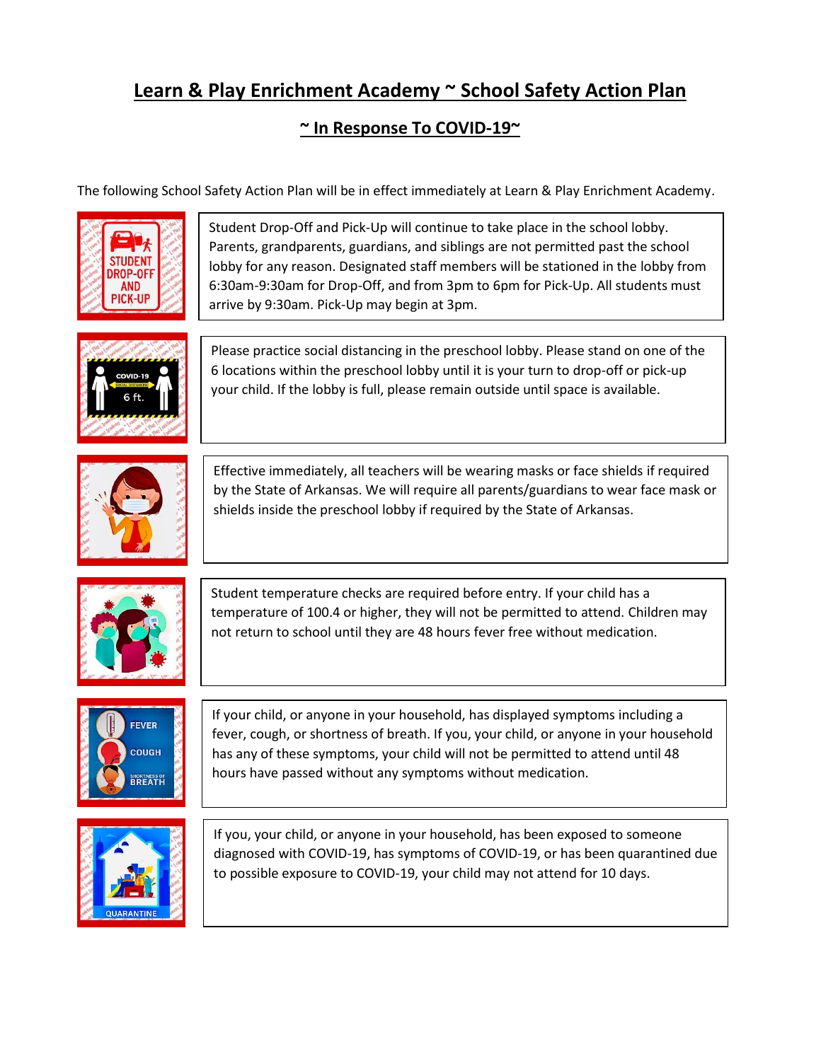# Learn & Play Enrichment Academy ~ School Safety Action Plan

## ~ In Response To COVID-19~

The following School Safety Action Plan will be in effect immediately at Learn & Play Enrichment Academy.

Student Drop-Off and Pick-Up will continue to take place in the school lobby. Parents, grandparents, guardians, and siblings are not permitted past the school lobby for any reason. Designated staff members will be stationed in the lobby from 6:30am-9:30am for Drop-Off, and from 3pm to 6pm for Pick-Up. All students must arrive by 9:30am. Pick-Up may begin at 3pm.

Please practice social distancing in the preschool lobby. Please stand on one of the 6 locations within the preschool lobby until it is your turn to drop-off or pick-up your child. If the lobby is full, please remain outside until space is available.

Effective immediately, all teachers will be wearing masks or face shields if required by the State of Arkansas. We will require all parents/guardians to wear face mask or shields inside the preschool lobby if required by the State of Arkansas.

Student temperature checks are required before entry. If your child has a temperature of 100.4 or higher, they will not be permitted to attend. Children may not return to school until they are 48 hours fever free without medication.

If your child, or anyone in your household, has displayed symptoms including a fever, cough, or shortness of breath. If you, your child, or anyone in your household has any of these symptoms, your child will not be permitted to attend until 48 hours have passed without any symptoms without medication.

If you, your child, or anyone in your household, has been exposed to someone diagnosed with COVID-19, has symptoms of COVID-19, or has been quarantined due to possible exposure to COVID-19, your child may not attend for 10 days.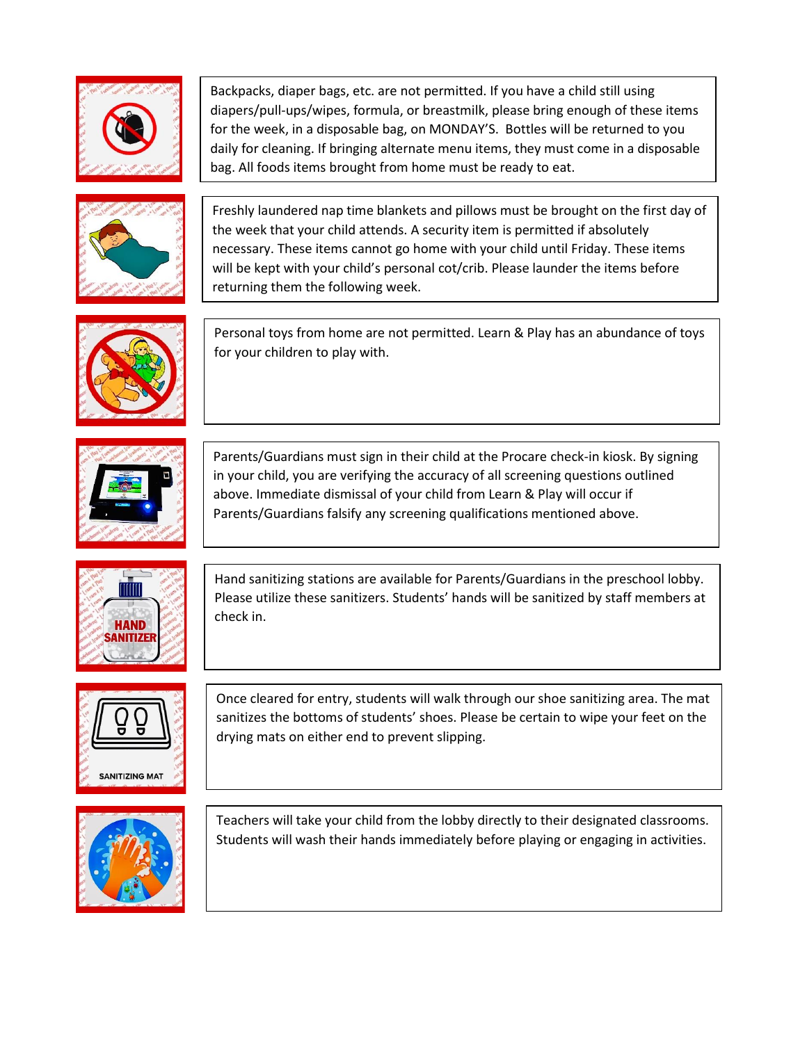Backpacks, diaper bags, etc. are not permitted. If you have a child still using diapers/pull-ups/wipes, formula, or breastmilk, please bring enough of these items for the week, in a disposable bag, on MONDAY'S. Bottles will be returned to you daily for cleaning. If bringing alternate menu items, they must come in a disposable bag. All foods items brought from home must be ready to eat.

Freshly laundered nap time blankets and pillows must be brought on the first day of the week that your child attends. A security item is permitted if absolutely necessary. These items cannot go home with your child until Friday. These items will be kept with your child's personal cot/crib. Please launder the items before returning them the following week.

Personal toys from home are not permitted. Learn & Play has an abundance of toys for your children to play with.

Parents/Guardians must sign in their child at the Procare check-in kiosk. By signing in your child, you are verifying the accuracy of all screening questions outlined above. Immediate dismissal of your child from Learn & Play will occur if Parents/Guardians falsify any screening qualifications mentioned above.

Hand sanitizing stations are available for Parents/Guardians in the preschool lobby. Please utilize these sanitizers. Students' hands will be sanitized by staff members at check in.

Once cleared for entry, students will walk through our shoe sanitizing area. The mat sanitizes the bottoms of students' shoes. Please be certain to wipe your feet on the drying mats on either end to prevent slipping.

Teachers will take your child from the lobby directly to their designated classrooms. Students will wash their hands immediately before playing or engaging in activities.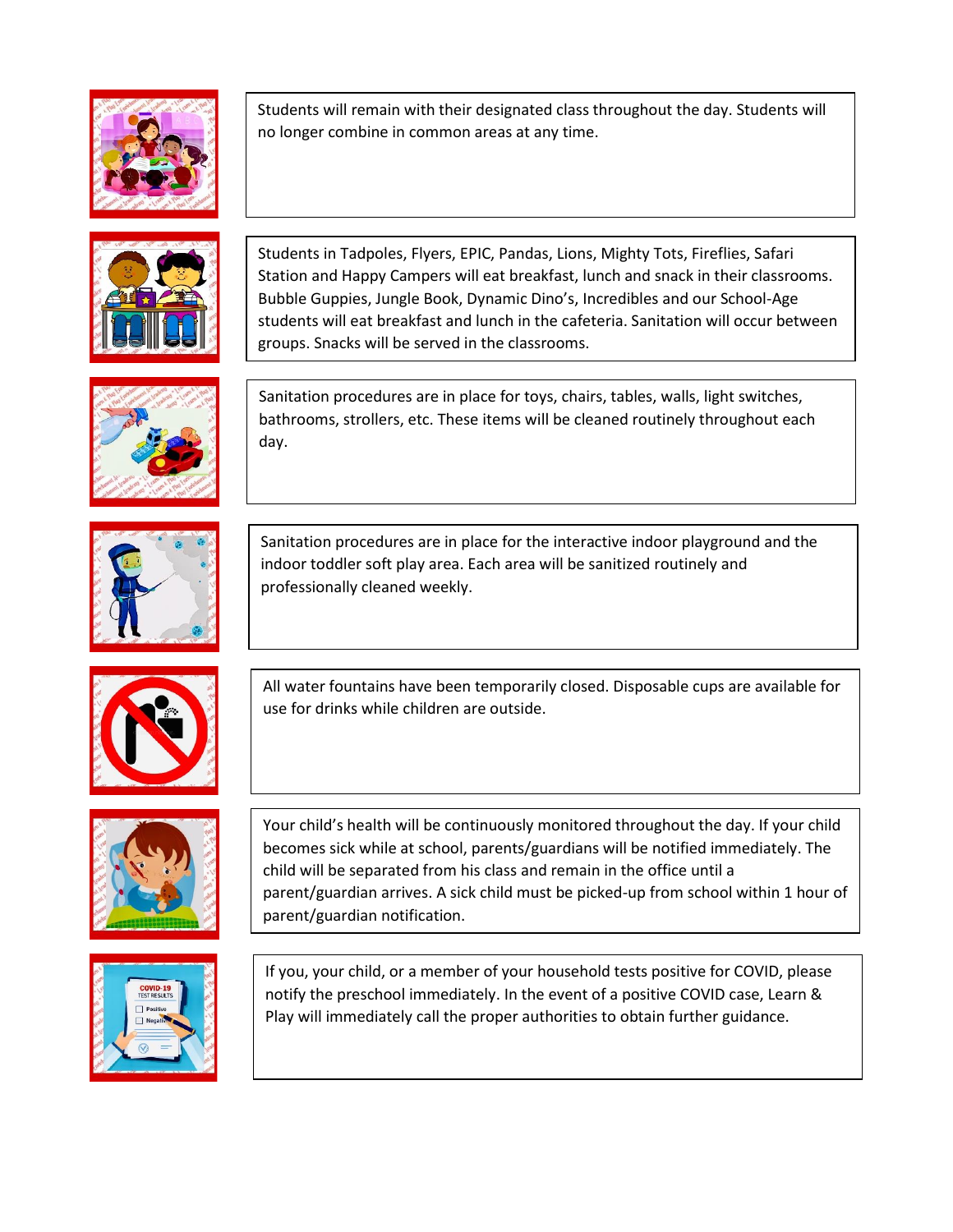Students will remain with their designated class throughout the day. Students will no longer combine in common areas at any time.

Students in Tadpoles, Flyers, EPIC, Pandas, Lions, Mighty Tots, Fireflies, Safari Station and Happy Campers will eat breakfast, lunch and snack in their classrooms. Bubble Guppies, Jungle Book, Dynamic Dino's, Incredibles and our School-Age students will eat breakfast and lunch in the cafeteria. Sanitation will occur between groups. Snacks will be served in the classrooms.

Sanitation procedures are in place for toys, chairs, tables, walls, light switches, bathrooms, strollers, etc. These items will be cleaned routinely throughout each day.

Sanitation procedures are in place for the interactive indoor playground and the indoor toddler soft play area. Each area will be sanitized routinely and professionally cleaned weekly.

All water fountains have been temporarily closed. Disposable cups are available for use for drinks while children are outside.

Your child's health will be continuously monitored throughout the day. If your child becomes sick while at school, parents/guardians will be notified immediately. The child will be separated from his class and remain in the office until a parent/guardian arrives. A sick child must be picked-up from school within 1 hour of parent/guardian notification.

If you, your child, or a member of your household tests positive for COVID, please notify the preschool immediately. In the event of a positive COVID case, Learn & Play will immediately call the proper authorities to obtain further guidance.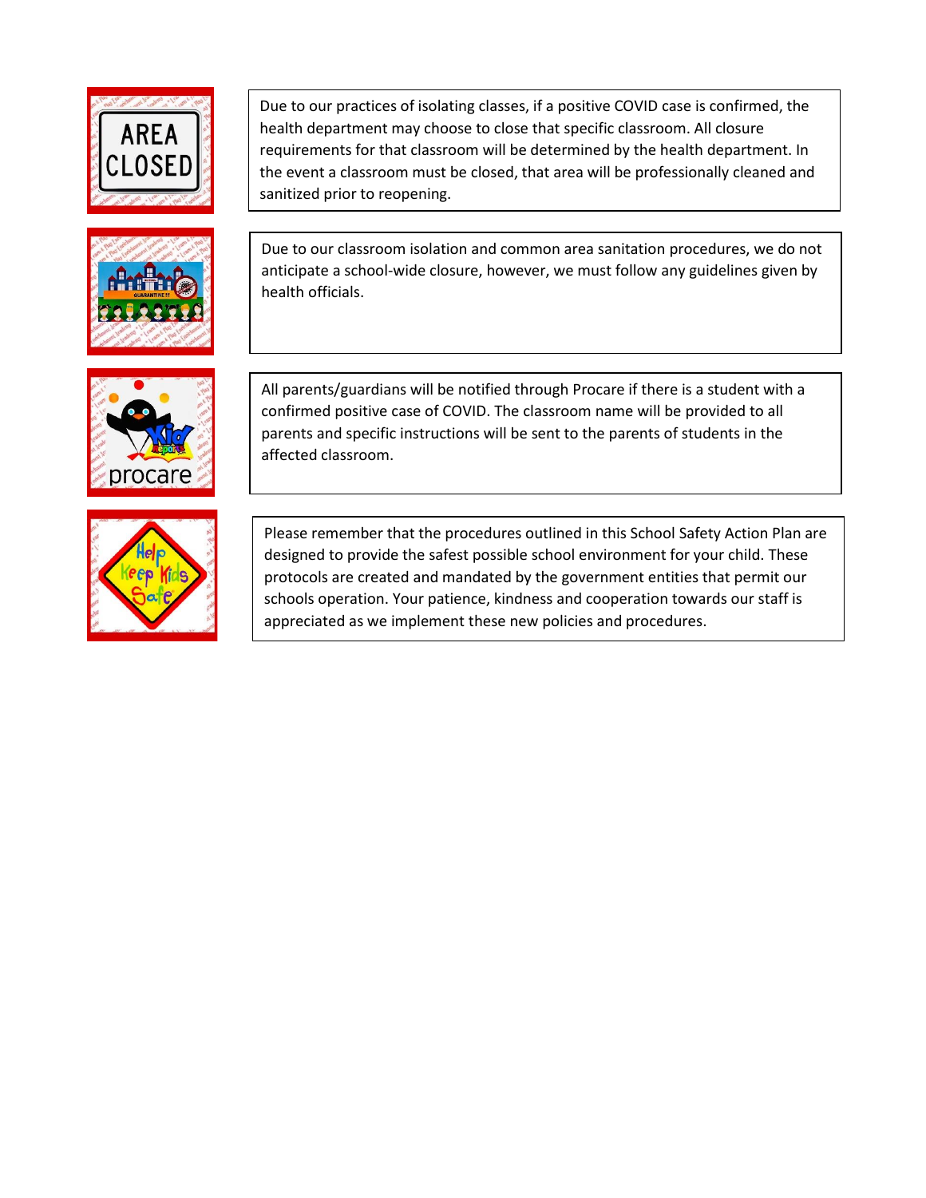Due to our practices of isolating classes, if a positive COVID case is confirmed, the health department may choose to close that specific classroom. All closure requirements for that classroom will be determined by the health department. In the event a classroom must be closed, that area will be professionally cleaned and sanitized prior to reopening.

Due to our classroom isolation and common area sanitation procedures, we do not anticipate a school-wide closure, however, we must follow any guidelines given by health officials.

All parents/guardians will be notified through Procare if there is a student with a confirmed positive case of COVID. The classroom name will be provided to all parents and specific instructions will be sent to the parents of students in the affected classroom.

Please remember that the procedures outlined in this School Safety Action Plan are designed to provide the safest possible school environment for your child. These protocols are created and mandated by the government entities that permit our schools operation. Your patience, kindness and cooperation towards our staff is appreciated as we implement these new policies and procedures.